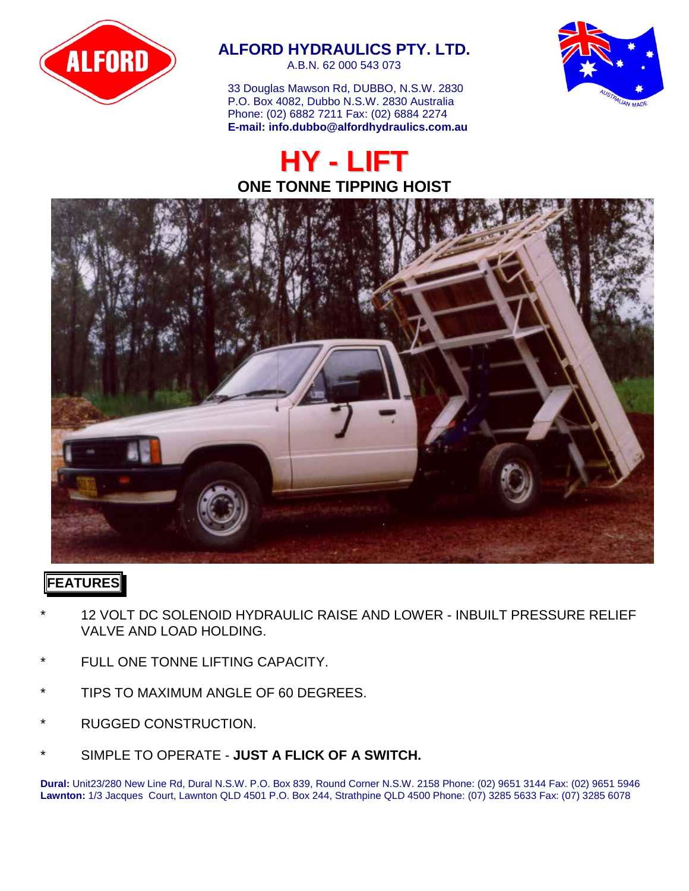# ALFORD HYDRAULICS PTY. LTD.

A.B.N. 62 000 543 073

33 Douglas Mawson Rd, DUBBO, N.S.W. 2830
P.O. Box 4082, Dubbo N.S.W. 2830 Australia
Phone: (02) 6882 7211 Fax: (02) 6884 2274
**E-mail: info.dubbo@alfordhydraulics.com.au**

# HY - LIFT

## ONE TONNE TIPPING HOIST

## FEATURES

* 12 VOLT DC SOLENOID HYDRAULIC RAISE AND LOWER - INBUILT PRESSURE RELIEF VALVE AND LOAD HOLDING.
* FULL ONE TONNE LIFTING CAPACITY.
* TIPS TO MAXIMUM ANGLE OF 60 DEGREES.
* RUGGED CONSTRUCTION.
* SIMPLE TO OPERATE - **JUST A FLICK OF A SWITCH.**

**Dural:** Unit23/280 New Line Rd, Dural N.S.W. P.O. Box 839, Round Corner N.S.W. 2158 Phone: (02) 9651 3144 Fax: (02) 9651 5946
**Lawnton:** 1/3 Jacques Court, Lawnton QLD 4501 P.O. Box 244, Strathpine QLD 4500 Phone: (07) 3285 5633 Fax: (07) 3285 6078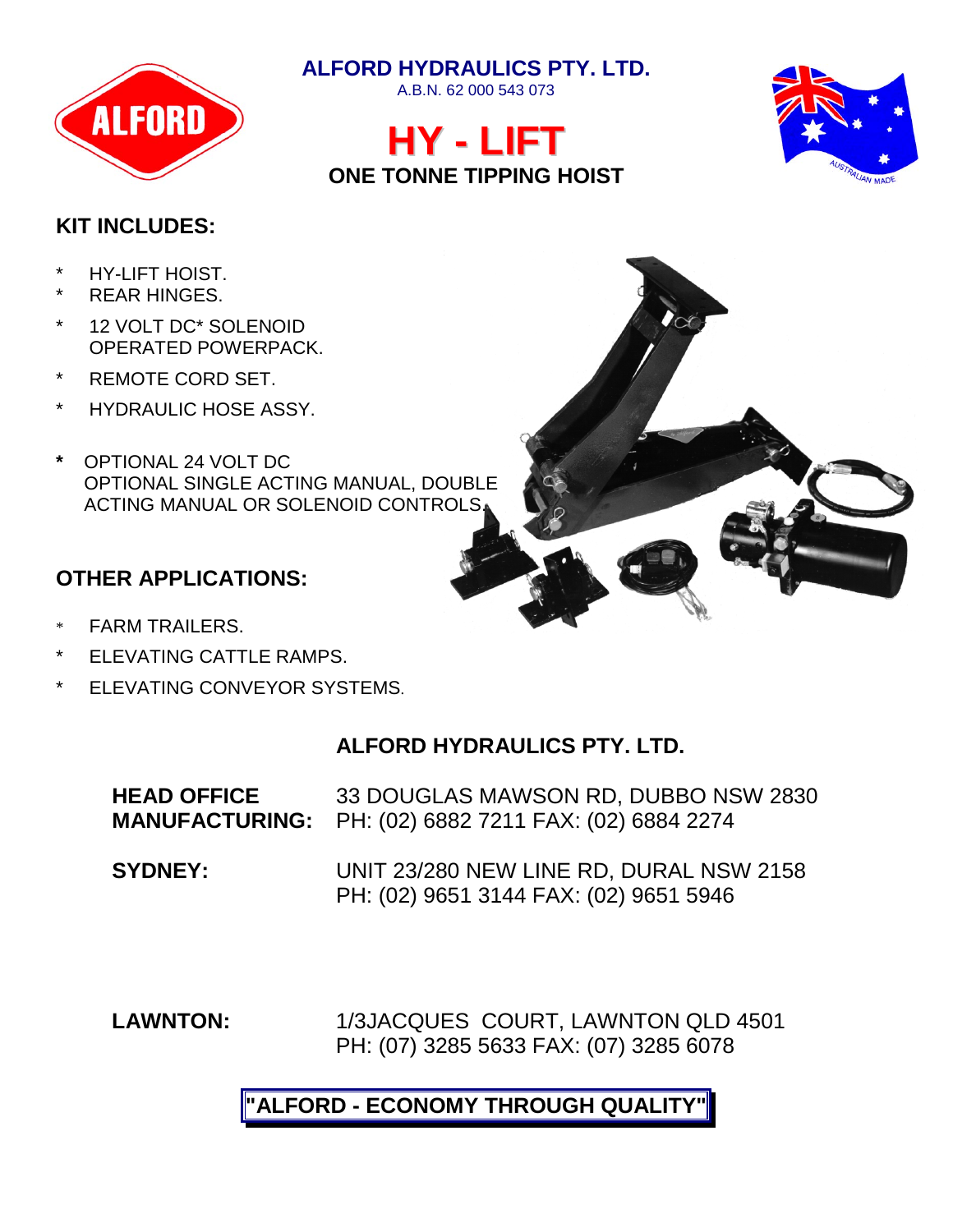**ALFORD HYDRAULICS PTY. LTD.**
A.B.N. 62 000 543 073

# HY - LIFT

## ONE TONNE TIPPING HOIST

## KIT INCLUDES:

- HY-LIFT HOIST.
- REAR HINGES.
- 12 VOLT DC* SOLENOID OPERATED POWERPACK.
- REMOTE CORD SET.
- HYDRAULIC HOSE ASSY.

**\*** OPTIONAL 24 VOLT DC
OPTIONAL SINGLE ACTING MANUAL, DOUBLE ACTING MANUAL OR SOLENOID CONTROLS.

## OTHER APPLICATIONS:

- FARM TRAILERS.
- ELEVATING CATTLE RAMPS.
- ELEVATING CONVEYOR SYSTEMS.

**ALFORD HYDRAULICS PTY. LTD.**

| | |
|---|---|
| **HEAD OFFICE MANUFACTURING:** | 33 DOUGLAS MAWSON RD, DUBBO NSW 2830<br>PH: (02) 6882 7211 FAX: (02) 6884 2274 |
| **SYDNEY:** | UNIT 23/280 NEW LINE RD, DURAL NSW 2158<br>PH: (02) 9651 3144 FAX: (02) 9651 5946 |
| **LAWNTON:** | 1/3JACQUES COURT, LAWNTON QLD 4501<br>PH: (07) 3285 5633 FAX: (07) 3285 6078 |

**"ALFORD - ECONOMY THROUGH QUALITY"**